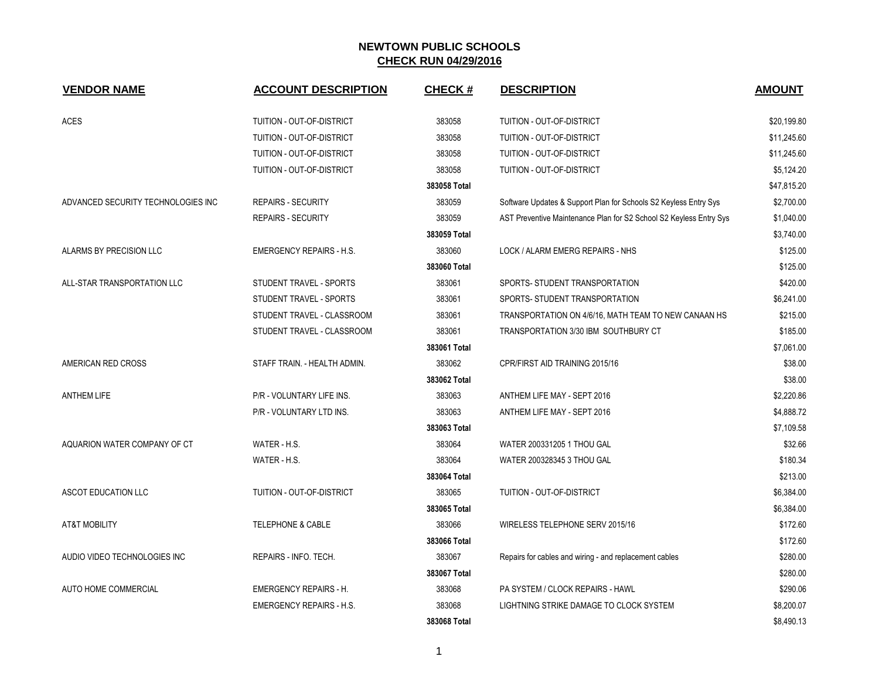# NEWTOWN PUBLIC SCHOOLS

## CHECK RUN 04/29/2016

| VENDOR NAME | ACCOUNT DESCRIPTION | CHECK # | DESCRIPTION | AMOUNT |
|---|---|---|---|---|
| ACES | TUITION - OUT-OF-DISTRICT | 383058 | TUITION - OUT-OF-DISTRICT | $20,199.80 |
| | TUITION - OUT-OF-DISTRICT | 383058 | TUITION - OUT-OF-DISTRICT | $11,245.60 |
| | TUITION - OUT-OF-DISTRICT | 383058 | TUITION - OUT-OF-DISTRICT | $11,245.60 |
| | TUITION - OUT-OF-DISTRICT | 383058 | TUITION - OUT-OF-DISTRICT | $5,124.20 |
| | | **383058 Total** | | $47,815.20 |
| ADVANCED SECURITY TECHNOLOGIES INC | REPAIRS - SECURITY | 383059 | Software Updates & Support Plan for Schools S2 Keyless Entry Sys | $2,700.00 |
| | REPAIRS - SECURITY | 383059 | AST Preventive Maintenance Plan for S2 School S2 Keyless Entry Sys | $1,040.00 |
| | | **383059 Total** | | $3,740.00 |
| ALARMS BY PRECISION LLC | EMERGENCY REPAIRS - H.S. | 383060 | LOCK / ALARM EMERG REPAIRS - NHS | $125.00 |
| | | **383060 Total** | | $125.00 |
| ALL-STAR TRANSPORTATION LLC | STUDENT TRAVEL - SPORTS | 383061 | SPORTS- STUDENT TRANSPORTATION | $420.00 |
| | STUDENT TRAVEL - SPORTS | 383061 | SPORTS- STUDENT TRANSPORTATION | $6,241.00 |
| | STUDENT TRAVEL - CLASSROOM | 383061 | TRANSPORTATION ON 4/6/16, MATH TEAM TO NEW CANAAN HS | $215.00 |
| | STUDENT TRAVEL - CLASSROOM | 383061 | TRANSPORTATION 3/30 IBM SOUTHBURY CT | $185.00 |
| | | **383061 Total** | | $7,061.00 |
| AMERICAN RED CROSS | STAFF TRAIN. - HEALTH ADMIN. | 383062 | CPR/FIRST AID TRAINING 2015/16 | $38.00 |
| | | **383062 Total** | | $38.00 |
| ANTHEM LIFE | P/R - VOLUNTARY LIFE INS. | 383063 | ANTHEM LIFE MAY - SEPT 2016 | $2,220.86 |
| | P/R - VOLUNTARY LTD INS. | 383063 | ANTHEM LIFE MAY - SEPT 2016 | $4,888.72 |
| | | **383063 Total** | | $7,109.58 |
| AQUARION WATER COMPANY OF CT | WATER - H.S. | 383064 | WATER 200331205 1 THOU GAL | $32.66 |
| | WATER - H.S. | 383064 | WATER 200328345 3 THOU GAL | $180.34 |
| | | **383064 Total** | | $213.00 |
| ASCOT EDUCATION LLC | TUITION - OUT-OF-DISTRICT | 383065 | TUITION - OUT-OF-DISTRICT | $6,384.00 |
| | | **383065 Total** | | $6,384.00 |
| AT&T MOBILITY | TELEPHONE & CABLE | 383066 | WIRELESS TELEPHONE SERV 2015/16 | $172.60 |
| | | **383066 Total** | | $172.60 |
| AUDIO VIDEO TECHNOLOGIES INC | REPAIRS - INFO. TECH. | 383067 | Repairs for cables and wiring - and replacement cables | $280.00 |
| | | **383067 Total** | | $280.00 |
| AUTO HOME COMMERCIAL | EMERGENCY REPAIRS - H. | 383068 | PA SYSTEM / CLOCK REPAIRS - HAWL | $290.06 |
| | EMERGENCY REPAIRS - H.S. | 383068 | LIGHTNING STRIKE DAMAGE TO CLOCK SYSTEM | $8,200.07 |
| | | **383068 Total** | | $8,490.13 |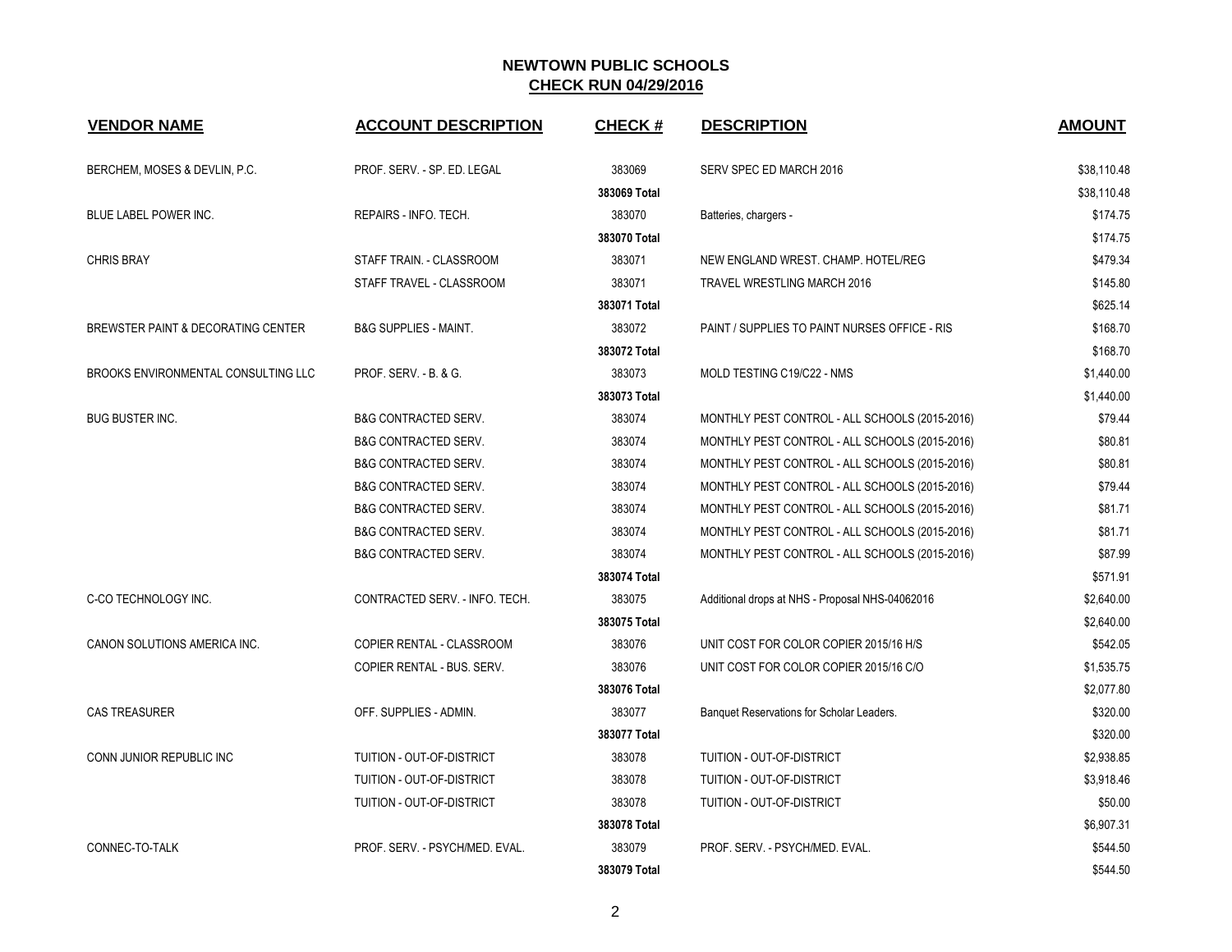# NEWTOWN PUBLIC SCHOOLS

## CHECK RUN 04/29/2016

| VENDOR NAME | ACCOUNT DESCRIPTION | CHECK # | DESCRIPTION | AMOUNT |
|---|---|---|---|---|
| BERCHEM, MOSES & DEVLIN, P.C. | PROF. SERV. - SP. ED. LEGAL | 383069 | SERV SPEC ED MARCH 2016 | $38,110.48 |
| | | 383069 Total | | $38,110.48 |
| BLUE LABEL POWER INC. | REPAIRS - INFO. TECH. | 383070 | Batteries, chargers - | $174.75 |
| | | 383070 Total | | $174.75 |
| CHRIS BRAY | STAFF TRAIN. - CLASSROOM | 383071 | NEW ENGLAND WREST. CHAMP. HOTEL/REG | $479.34 |
| | STAFF TRAVEL - CLASSROOM | 383071 | TRAVEL WRESTLING MARCH 2016 | $145.80 |
| | | 383071 Total | | $625.14 |
| BREWSTER PAINT & DECORATING CENTER | B&G SUPPLIES - MAINT. | 383072 | PAINT / SUPPLIES TO PAINT NURSES OFFICE - RIS | $168.70 |
| | | 383072 Total | | $168.70 |
| BROOKS ENVIRONMENTAL CONSULTING LLC | PROF. SERV. - B. & G. | 383073 | MOLD TESTING C19/C22 - NMS | $1,440.00 |
| | | 383073 Total | | $1,440.00 |
| BUG BUSTER INC. | B&G CONTRACTED SERV. | 383074 | MONTHLY PEST CONTROL - ALL SCHOOLS (2015-2016) | $79.44 |
| | B&G CONTRACTED SERV. | 383074 | MONTHLY PEST CONTROL - ALL SCHOOLS (2015-2016) | $80.81 |
| | B&G CONTRACTED SERV. | 383074 | MONTHLY PEST CONTROL - ALL SCHOOLS (2015-2016) | $80.81 |
| | B&G CONTRACTED SERV. | 383074 | MONTHLY PEST CONTROL - ALL SCHOOLS (2015-2016) | $79.44 |
| | B&G CONTRACTED SERV. | 383074 | MONTHLY PEST CONTROL - ALL SCHOOLS (2015-2016) | $81.71 |
| | B&G CONTRACTED SERV. | 383074 | MONTHLY PEST CONTROL - ALL SCHOOLS (2015-2016) | $81.71 |
| | B&G CONTRACTED SERV. | 383074 | MONTHLY PEST CONTROL - ALL SCHOOLS (2015-2016) | $87.99 |
| | | 383074 Total | | $571.91 |
| C-CO TECHNOLOGY INC. | CONTRACTED SERV. - INFO. TECH. | 383075 | Additional drops at NHS - Proposal NHS-04062016 | $2,640.00 |
| | | 383075 Total | | $2,640.00 |
| CANON SOLUTIONS AMERICA INC. | COPIER RENTAL - CLASSROOM | 383076 | UNIT COST FOR COLOR COPIER 2015/16 H/S | $542.05 |
| | COPIER RENTAL - BUS. SERV. | 383076 | UNIT COST FOR COLOR COPIER 2015/16 C/O | $1,535.75 |
| | | 383076 Total | | $2,077.80 |
| CAS TREASURER | OFF. SUPPLIES - ADMIN. | 383077 | Banquet Reservations for Scholar Leaders. | $320.00 |
| | | 383077 Total | | $320.00 |
| CONN JUNIOR REPUBLIC INC | TUITION - OUT-OF-DISTRICT | 383078 | TUITION - OUT-OF-DISTRICT | $2,938.85 |
| | TUITION - OUT-OF-DISTRICT | 383078 | TUITION - OUT-OF-DISTRICT | $3,918.46 |
| | TUITION - OUT-OF-DISTRICT | 383078 | TUITION - OUT-OF-DISTRICT | $50.00 |
| | | 383078 Total | | $6,907.31 |
| CONNEC-TO-TALK | PROF. SERV. - PSYCH/MED. EVAL. | 383079 | PROF. SERV. - PSYCH/MED. EVAL. | $544.50 |
| | | 383079 Total | | $544.50 |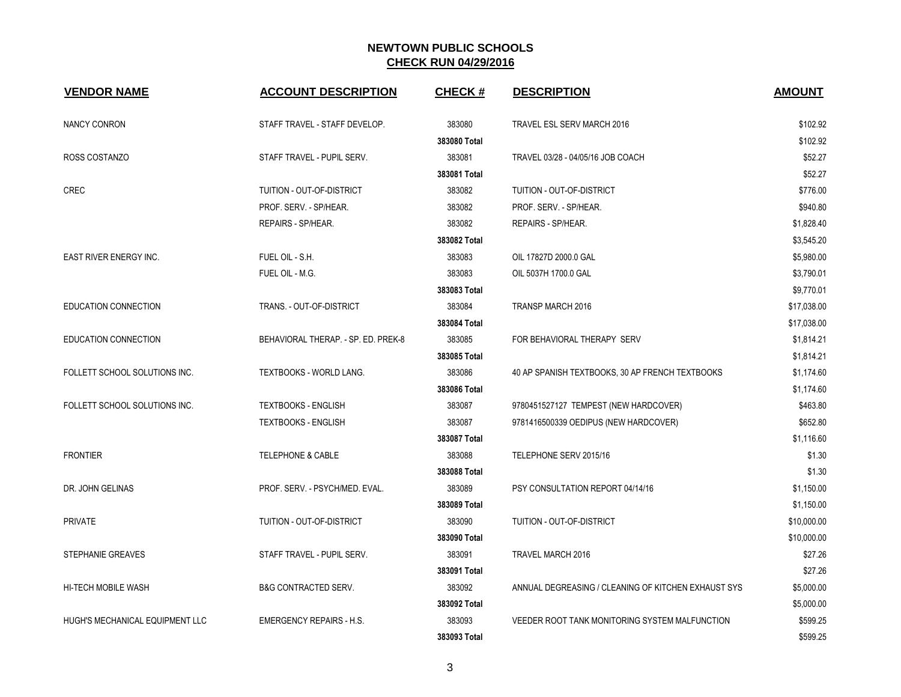## NEWTOWN PUBLIC SCHOOLS
## CHECK RUN 04/29/2016

| VENDOR NAME | ACCOUNT DESCRIPTION | CHECK # | DESCRIPTION | AMOUNT |
|---|---|---|---|---|
| NANCY CONRON | STAFF TRAVEL - STAFF DEVELOP. | 383080 | TRAVEL ESL SERV MARCH 2016 | $102.92 |
| | | **383080 Total** | | $102.92 |
| ROSS COSTANZO | STAFF TRAVEL - PUPIL SERV. | 383081 | TRAVEL 03/28 - 04/05/16 JOB COACH | $52.27 |
| | | **383081 Total** | | $52.27 |
| CREC | TUITION - OUT-OF-DISTRICT | 383082 | TUITION - OUT-OF-DISTRICT | $776.00 |
| | PROF. SERV. - SP/HEAR. | 383082 | PROF. SERV. - SP/HEAR. | $940.80 |
| | REPAIRS - SP/HEAR. | 383082 | REPAIRS - SP/HEAR. | $1,828.40 |
| | | **383082 Total** | | $3,545.20 |
| EAST RIVER ENERGY INC. | FUEL OIL - S.H. | 383083 | OIL 17827D 2000.0 GAL | $5,980.00 |
| | FUEL OIL - M.G. | 383083 | OIL 5037H 1700.0 GAL | $3,790.01 |
| | | **383083 Total** | | $9,770.01 |
| EDUCATION CONNECTION | TRANS. - OUT-OF-DISTRICT | 383084 | TRANSP MARCH 2016 | $17,038.00 |
| | | **383084 Total** | | $17,038.00 |
| EDUCATION CONNECTION | BEHAVIORAL THERAP. - SP. ED. PREK-8 | 383085 | FOR BEHAVIORAL THERAPY SERV | $1,814.21 |
| | | **383085 Total** | | $1,814.21 |
| FOLLETT SCHOOL SOLUTIONS INC. | TEXTBOOKS - WORLD LANG. | 383086 | 40 AP SPANISH TEXTBOOKS, 30 AP FRENCH TEXTBOOKS | $1,174.60 |
| | | **383086 Total** | | $1,174.60 |
| FOLLETT SCHOOL SOLUTIONS INC. | TEXTBOOKS - ENGLISH | 383087 | 9780451527127 TEMPEST (NEW HARDCOVER) | $463.80 |
| | TEXTBOOKS - ENGLISH | 383087 | 9781416500339 OEDIPUS (NEW HARDCOVER) | $652.80 |
| | | **383087 Total** | | $1,116.60 |
| FRONTIER | TELEPHONE & CABLE | 383088 | TELEPHONE SERV 2015/16 | $1.30 |
| | | **383088 Total** | | $1.30 |
| DR. JOHN GELINAS | PROF. SERV. - PSYCH/MED. EVAL. | 383089 | PSY CONSULTATION REPORT 04/14/16 | $1,150.00 |
| | | **383089 Total** | | $1,150.00 |
| PRIVATE | TUITION - OUT-OF-DISTRICT | 383090 | TUITION - OUT-OF-DISTRICT | $10,000.00 |
| | | **383090 Total** | | $10,000.00 |
| STEPHANIE GREAVES | STAFF TRAVEL - PUPIL SERV. | 383091 | TRAVEL MARCH 2016 | $27.26 |
| | | **383091 Total** | | $27.26 |
| HI-TECH MOBILE WASH | B&G CONTRACTED SERV. | 383092 | ANNUAL DEGREASING / CLEANING OF KITCHEN EXHAUST SYS | $5,000.00 |
| | | **383092 Total** | | $5,000.00 |
| HUGH'S MECHANICAL EQUIPMENT LLC | EMERGENCY REPAIRS - H.S. | 383093 | VEEDER ROOT TANK MONITORING SYSTEM MALFUNCTION | $599.25 |
| | | **383093 Total** | | $599.25 |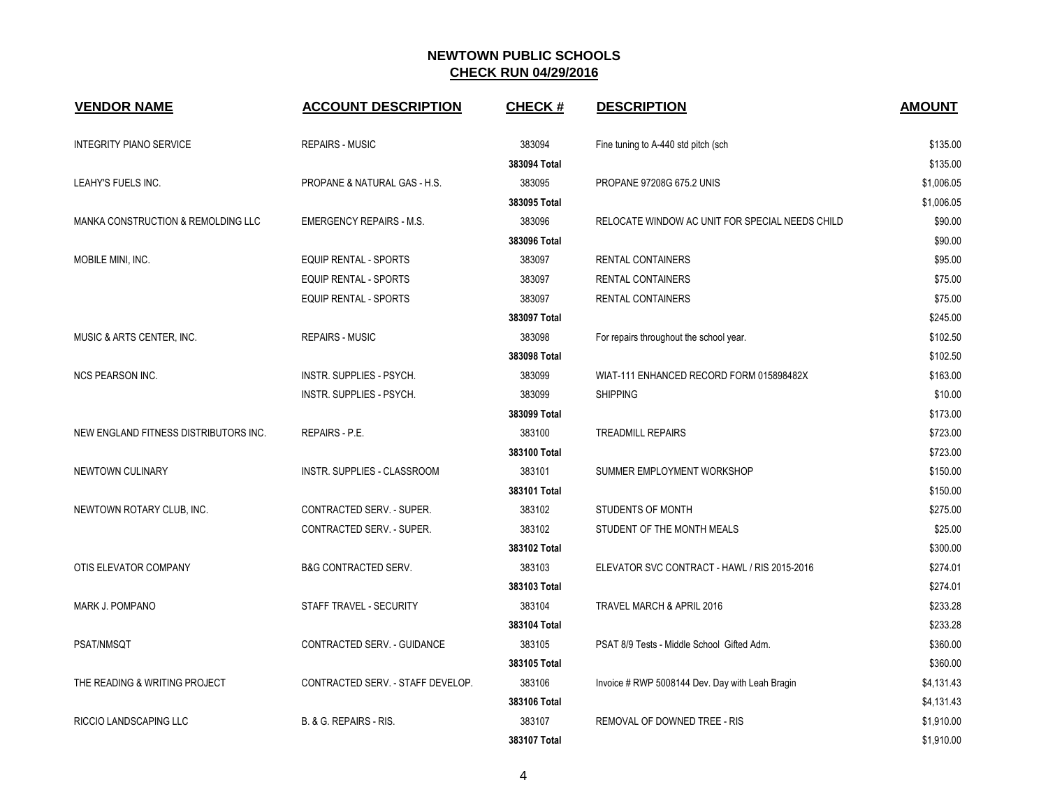## NEWTOWN PUBLIC SCHOOLS
## CHECK RUN 04/29/2016

| VENDOR NAME | ACCOUNT DESCRIPTION | CHECK # | DESCRIPTION | AMOUNT |
|---|---|---|---|---|
| INTEGRITY PIANO SERVICE | REPAIRS - MUSIC | 383094 | Fine tuning to A-440 std pitch (sch | $135.00 |
| | | 383094 Total | | $135.00 |
| LEAHY'S FUELS INC. | PROPANE & NATURAL GAS - H.S. | 383095 | PROPANE 97208G 675.2 UNIS | $1,006.05 |
| | | 383095 Total | | $1,006.05 |
| MANKA CONSTRUCTION & REMOLDING LLC | EMERGENCY REPAIRS - M.S. | 383096 | RELOCATE WINDOW AC UNIT FOR SPECIAL NEEDS CHILD | $90.00 |
| | | 383096 Total | | $90.00 |
| MOBILE MINI, INC. | EQUIP RENTAL - SPORTS | 383097 | RENTAL CONTAINERS | $95.00 |
| | EQUIP RENTAL - SPORTS | 383097 | RENTAL CONTAINERS | $75.00 |
| | EQUIP RENTAL - SPORTS | 383097 | RENTAL CONTAINERS | $75.00 |
| | | 383097 Total | | $245.00 |
| MUSIC & ARTS CENTER, INC. | REPAIRS - MUSIC | 383098 | For repairs throughout the school year. | $102.50 |
| | | 383098 Total | | $102.50 |
| NCS PEARSON INC. | INSTR. SUPPLIES - PSYCH. | 383099 | WIAT-111 ENHANCED RECORD FORM 015898482X | $163.00 |
| | INSTR. SUPPLIES - PSYCH. | 383099 | SHIPPING | $10.00 |
| | | 383099 Total | | $173.00 |
| NEW ENGLAND FITNESS DISTRIBUTORS INC. | REPAIRS - P.E. | 383100 | TREADMILL REPAIRS | $723.00 |
| | | 383100 Total | | $723.00 |
| NEWTOWN CULINARY | INSTR. SUPPLIES - CLASSROOM | 383101 | SUMMER EMPLOYMENT WORKSHOP | $150.00 |
| | | 383101 Total | | $150.00 |
| NEWTOWN ROTARY CLUB, INC. | CONTRACTED SERV. - SUPER. | 383102 | STUDENTS OF MONTH | $275.00 |
| | CONTRACTED SERV. - SUPER. | 383102 | STUDENT OF THE MONTH MEALS | $25.00 |
| | | 383102 Total | | $300.00 |
| OTIS ELEVATOR COMPANY | B&G CONTRACTED SERV. | 383103 | ELEVATOR SVC CONTRACT - HAWL / RIS 2015-2016 | $274.01 |
| | | 383103 Total | | $274.01 |
| MARK J. POMPANO | STAFF TRAVEL - SECURITY | 383104 | TRAVEL MARCH & APRIL 2016 | $233.28 |
| | | 383104 Total | | $233.28 |
| PSAT/NMSQT | CONTRACTED SERV. - GUIDANCE | 383105 | PSAT 8/9 Tests - Middle School Gifted Adm. | $360.00 |
| | | 383105 Total | | $360.00 |
| THE READING & WRITING PROJECT | CONTRACTED SERV. - STAFF DEVELOP. | 383106 | Invoice # RWP 5008144 Dev. Day with Leah Bragin | $4,131.43 |
| | | 383106 Total | | $4,131.43 |
| RICCIO LANDSCAPING LLC | B. & G. REPAIRS - RIS. | 383107 | REMOVAL OF DOWNED TREE - RIS | $1,910.00 |
| | | 383107 Total | | $1,910.00 |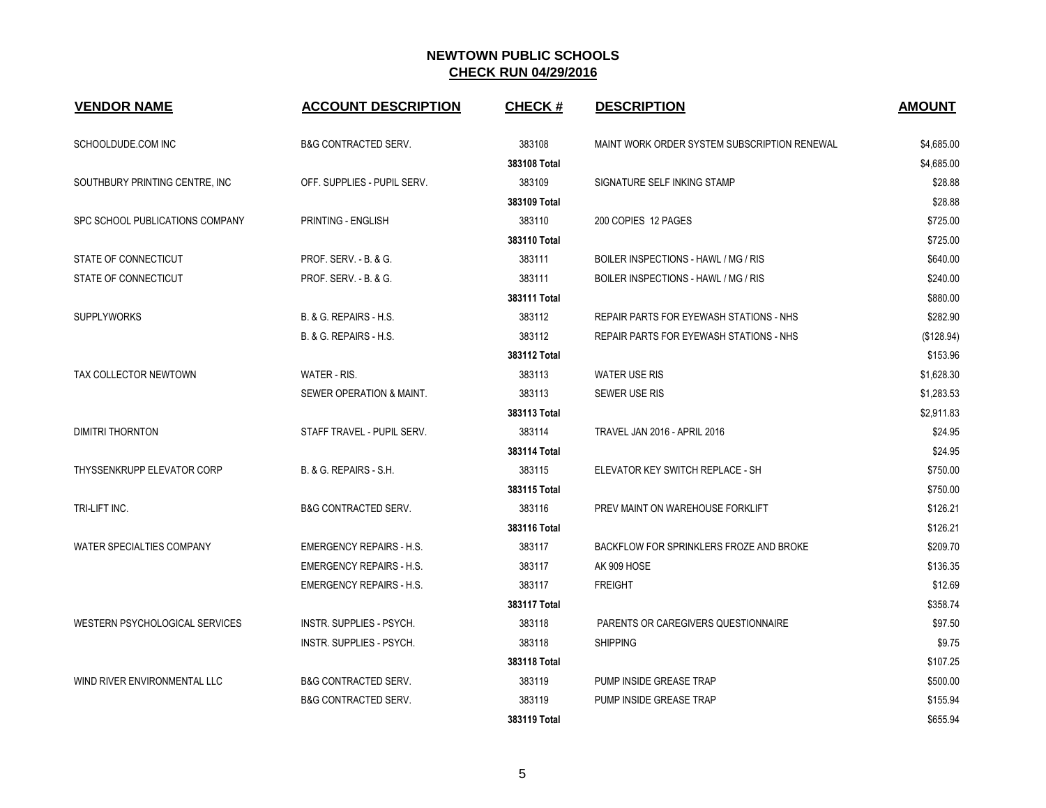## NEWTOWN PUBLIC SCHOOLS
## CHECK RUN 04/29/2016

| VENDOR NAME | ACCOUNT DESCRIPTION | CHECK # | DESCRIPTION | AMOUNT |
|---|---|---|---|---|
| SCHOOLDUDE.COM INC | B&G CONTRACTED SERV. | 383108 | MAINT WORK ORDER SYSTEM SUBSCRIPTION RENEWAL | $4,685.00 |
| | | **383108 Total** | | $4,685.00 |
| SOUTHBURY PRINTING CENTRE, INC | OFF. SUPPLIES - PUPIL SERV. | 383109 | SIGNATURE SELF INKING STAMP | $28.88 |
| | | **383109 Total** | | $28.88 |
| SPC SCHOOL PUBLICATIONS COMPANY | PRINTING - ENGLISH | 383110 | 200 COPIES 12 PAGES | $725.00 |
| | | **383110 Total** | | $725.00 |
| STATE OF CONNECTICUT | PROF. SERV. - B. & G. | 383111 | BOILER INSPECTIONS - HAWL / MG / RIS | $640.00 |
| STATE OF CONNECTICUT | PROF. SERV. - B. & G. | 383111 | BOILER INSPECTIONS - HAWL / MG / RIS | $240.00 |
| | | **383111 Total** | | $880.00 |
| SUPPLYWORKS | B. & G. REPAIRS - H.S. | 383112 | REPAIR PARTS FOR EYEWASH STATIONS - NHS | $282.90 |
| | B. & G. REPAIRS - H.S. | 383112 | REPAIR PARTS FOR EYEWASH STATIONS - NHS | ($128.94) |
| | | **383112 Total** | | $153.96 |
| TAX COLLECTOR NEWTOWN | WATER - RIS. | 383113 | WATER USE RIS | $1,628.30 |
| | SEWER OPERATION & MAINT. | 383113 | SEWER USE RIS | $1,283.53 |
| | | **383113 Total** | | $2,911.83 |
| DIMITRI THORNTON | STAFF TRAVEL - PUPIL SERV. | 383114 | TRAVEL JAN 2016 - APRIL 2016 | $24.95 |
| | | **383114 Total** | | $24.95 |
| THYSSENKRUPP ELEVATOR CORP | B. & G. REPAIRS - S.H. | 383115 | ELEVATOR KEY SWITCH REPLACE - SH | $750.00 |
| | | **383115 Total** | | $750.00 |
| TRI-LIFT INC. | B&G CONTRACTED SERV. | 383116 | PREV MAINT ON WAREHOUSE FORKLIFT | $126.21 |
| | | **383116 Total** | | $126.21 |
| WATER SPECIALTIES COMPANY | EMERGENCY REPAIRS - H.S. | 383117 | BACKFLOW FOR SPRINKLERS FROZE AND BROKE | $209.70 |
| | EMERGENCY REPAIRS - H.S. | 383117 | AK 909 HOSE | $136.35 |
| | EMERGENCY REPAIRS - H.S. | 383117 | FREIGHT | $12.69 |
| | | **383117 Total** | | $358.74 |
| WESTERN PSYCHOLOGICAL SERVICES | INSTR. SUPPLIES - PSYCH. | 383118 | PARENTS OR CAREGIVERS QUESTIONNAIRE | $97.50 |
| | INSTR. SUPPLIES - PSYCH. | 383118 | SHIPPING | $9.75 |
| | | **383118 Total** | | $107.25 |
| WIND RIVER ENVIRONMENTAL LLC | B&G CONTRACTED SERV. | 383119 | PUMP INSIDE GREASE TRAP | $500.00 |
| | B&G CONTRACTED SERV. | 383119 | PUMP INSIDE GREASE TRAP | $155.94 |
| | | **383119 Total** | | $655.94 |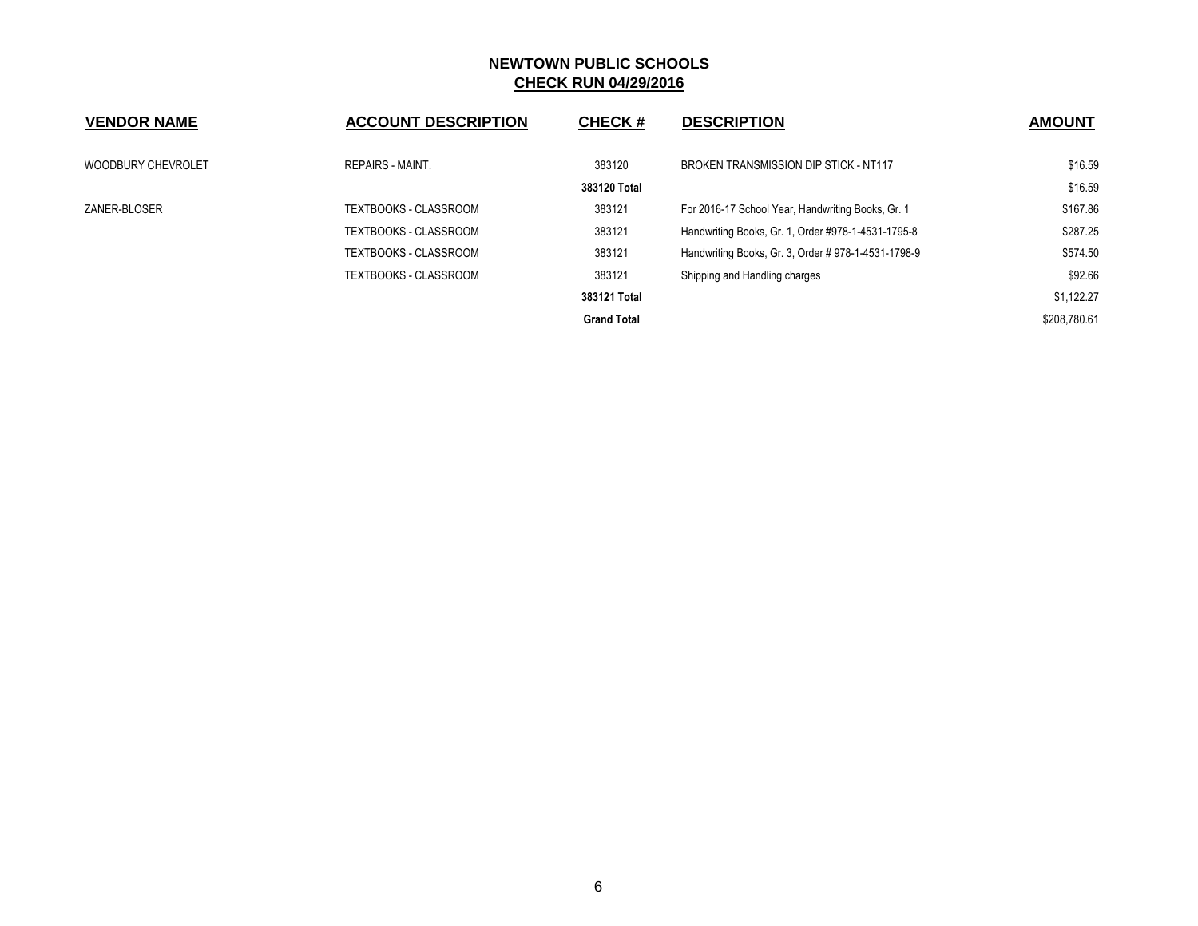**NEWTOWN PUBLIC SCHOOLS**

**CHECK RUN 04/29/2016**

| VENDOR NAME | ACCOUNT DESCRIPTION | CHECK # | DESCRIPTION | AMOUNT |
|---|---|---|---|---|
| WOODBURY CHEVROLET | REPAIRS - MAINT. | 383120 | BROKEN TRANSMISSION DIP STICK - NT117 | $16.59 |
| | | **383120 Total** | | $16.59 |
| ZANER-BLOSER | TEXTBOOKS - CLASSROOM | 383121 | For 2016-17 School Year, Handwriting Books, Gr. 1 | $167.86 |
| | TEXTBOOKS - CLASSROOM | 383121 | Handwriting Books, Gr. 1, Order #978-1-4531-1795-8 | $287.25 |
| | TEXTBOOKS - CLASSROOM | 383121 | Handwriting Books, Gr. 3, Order # 978-1-4531-1798-9 | $574.50 |
| | TEXTBOOKS - CLASSROOM | 383121 | Shipping and Handling charges | $92.66 |
| | | **383121 Total** | | $1,122.27 |
| | | **Grand Total** | | $208,780.61 |